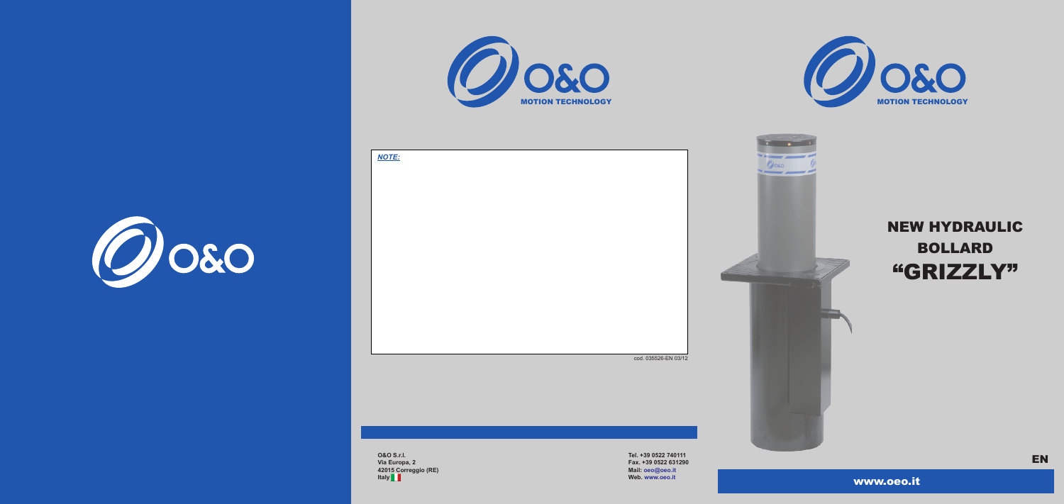O&O

O&O MOTION TECHNOLOGY

***NOTE:***

cod. 035526-EN 03/12

**O&O S.r.l.**
**Via Europa, 2**
**42015 Correggio (RE)**
**Italy**

**Tel. +39 0522 740111**
**Fax. +39 0522 631290**
**Mail: oeo@oeo.it**
**Web. www.oeo.it**

O&O MOTION TECHNOLOGY

# NEW HYDRAULIC BOLLARD "GRIZZLY"

EN

www.oeo.it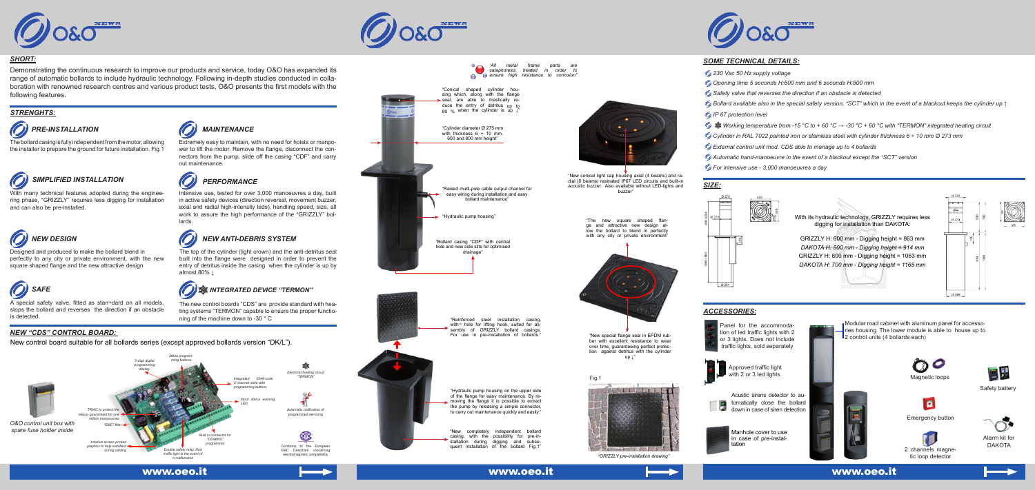## SHORT:

Demonstrating the continuous research to improve our products and service, today O&O has expanded its range of automatic bollards to include hydraulic technology. Following in-depth studies conducted in collaboration with renowned research centres and various product tests, O&O presents the first models with the following features.

## STRENGHTS:

### PRE-INSTALLATION

The bollard casing is fully independent from the motor, allowing the installer to prepare the ground for future installation. Fig.1

### SIMPLIFIED INSTALLATION

With many technical features adopted during the engineering phase, "GRIZZLY" requires less digging for installation and can also be pre-installed.

### NEW DESIGN

Designed and produced to make the bollard blend in perfectly to any city or private environment, with the new square shaped flange and the new attractive design

### SAFE

A special safety valve, fitted as stan¬dard on all models, stops the bollard and reverses the direction if an obstacle is detected.

### MAINTENANCE

Extremely easy to maintain, with no need for hoists or manpower to lift the motor. Remove the flange, disconnect the connectors from the pump, slide off the casing "CDF" and carry out maintenance.

### PERFORMANCE

Intensive use, tested for over 3,000 manoeuvres a day, built in active safety devices (direction reversal, movement buzzer, axial and radial high-intensity leds), handling speed, size, all work to assure the high performance of the "GRIZZLY" bollards.

### NEW ANTI-DEBRIS SYSTEM

The top of the cylinder (light crown) and the anti-detritus seal built into the flange were designed in order to prevent the entry of detritus inside the casing when the cylinder is up by almost 80% ↓

### INTEGRATED DEVICE "TERMON"

The new control boards "CDS" are provide standard with heating systems "TERMON" capable to ensure the proper functioning of the machine down to -30 ° C

## NEW "CDS" CONTROL BOARD:

New control board suitable for all bollards series (except approved bollards version "DK/L").

O&O control unit box with spare fuse holder inside

2-digit digital programming display
Menu programming buttons
Integrated 2048-code 2-channel radio with programming buttons
Input status warning LED
TRIAC to protect the relays, guaranteed for one million manoeuvres
"EMC" filter
Intuitive screen-printed graphics to help installers during cabling
Double safety relay. Red traffic light in the event of a malfunction
Built in connector for "DOMINO" programmer

Electrical heating circuit "TERMON"

Automatic notification of programmed servicing

Conforms to the European EMC Directives concerning electromagnetic compatibility

"All metal frame parts are cataphoresis treated in order to ensure high resistance to corrosion"

"Conical shaped cylinder housing which, along with the flange seal, are able to drastically reduce the entry of detritus up to 80 % when the cylinder is up ↓"

"Cylinder diameter Ø 275 mm with thickness 6 ÷ 10 mm. 600 and 800 mm height"

"Raised multi-pole cable output channel for easy wiring during installation and easy bollard maintenance"

"Hydraulic pump housing"

"Bollard casing "CDF" with central hole and new side slits for optimised drainage"

"Reinforced steel installation casing, with hole for lifting hook, suited for assembly of GRIZZLY bollard casings. For use in pre-installation of bollards."

"Hydraulic pump housing on the upper side of the flange for easy maintenance. By removing the flange it is possible to extract the pump by releasing a simple connector, to carry out maintenance quickly and easily."

"New completely independent bollard casing, with the possibility for pre-installation during digging and subsequent installation of the bollard Fig.1"

"New conical light cap housing axial (4 beams) and radial (8 beams) resinated IP67 LED circuits and built-in acoustic buzzer. Also available without LED-lights and buzzer"

"The new square shaped flange seal and attractive new design allow the bollard to blend in perfectly with any city or private environment"

"New special flange seal in EPDM rubber with excellent resistance to wear over time, guaranteeing perfect protection against detritus with the cylinder up ↓"

Fig.1

*"GRIZZLY pre-installation drawing"*

## SOME TECHNICAL DETAILS:

- 230 Vac 50 Hz supply voltage
- Opening time 5 seconds H:600 mm and 6 seconds H:800 mm
- Safety valve that reverses the direction if an obstacle is detected
- Bollard available also in the special safety version, "SCT" which in the event of a blackout keeps the cylinder up ↑
- IP 67 protection level
- Working temperature from -15 °C to + 60 °C → -30 °C + 60 °C with "TERMON" integrated heating circuit
- Cylinder in RAL 7022 painted iron or stainless steel with cylinder thickness 6 ÷ 10 mm Ø 273 mm
- External control unit mod. CDS able to manage up to 4 bollards
- Automatic hand-manoeuvre in the event of a blackout except the "SCT" version
- For intensive use - 3,000 manoeuvres a day

## SIZE:

With its hydraulic technology, GRIZZLY requires less digging for installation than DAKOTA:

GRIZZLY H: 600 mm - Digging height = 863 mm
*DAKOTA H: 500 mm - Digging height = 914 mm*
GRIZZLY H: 800 mm - Digging height = 1063 mm
*DAKOTA H: 700 mm - Digging height = 1165 mm*

## ACCESSORIES:

Panel for the accommodation of led traffic lights with 2 or 3 lights. Does not include traffic lights, sold separately

Approved traffic light with 2 or 3 led lights

Acustic sirens detector to automatically close the bollard down in case of siren detection

Manhole cover to use in case of pre-installation

Modular road cabinet with aluminum panel for accessories housing. The lower module is able to house up to 2 control units (4 bollards each)

Magnetic loops

Safety battery

Emergency button

Alarm kit for DAKOTA

2 channels magnetic loop detector

www.oeo.it